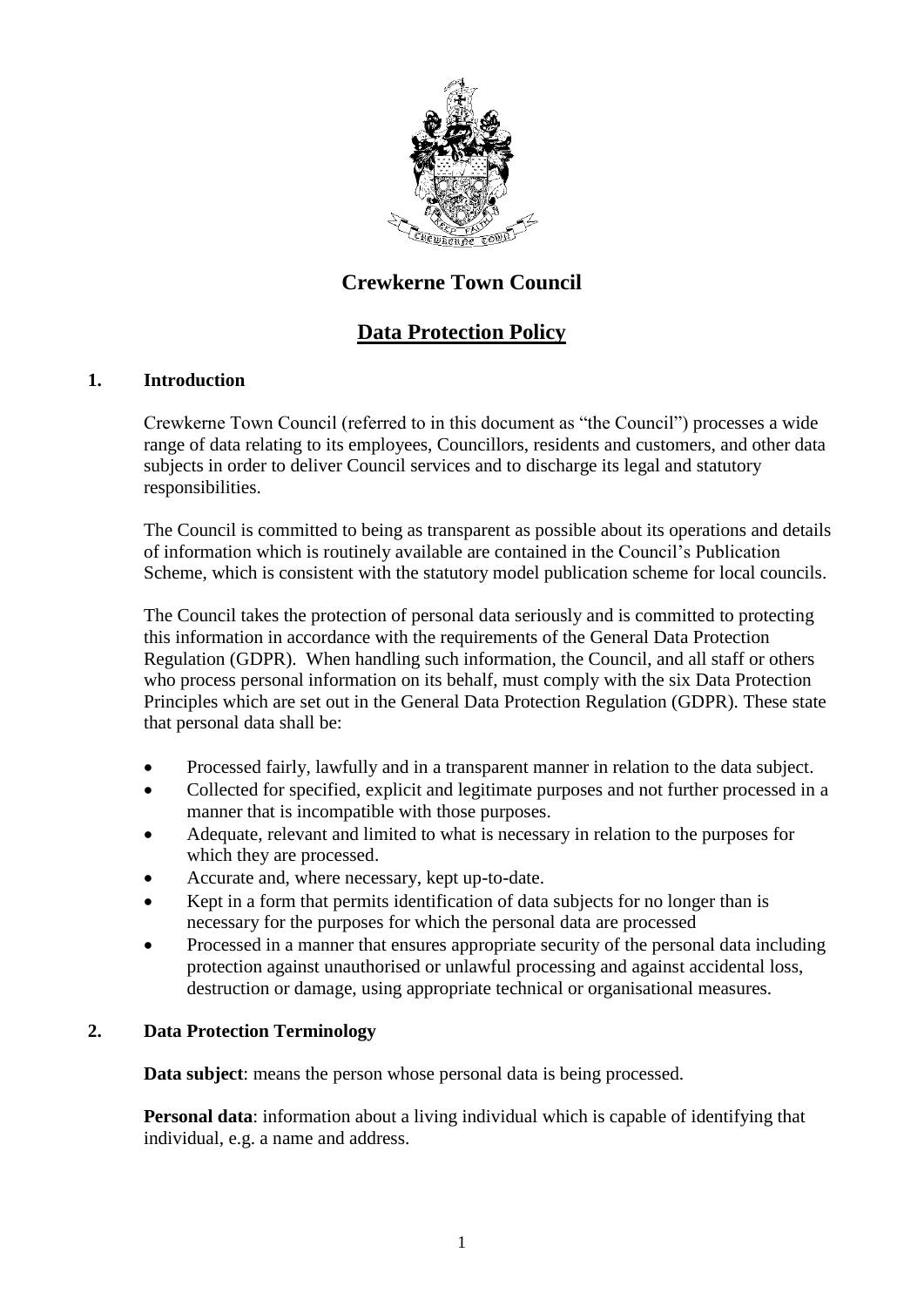# Crewkerne Town Council

## Data Protection Policy

### 1. Introduction

Crewkerne Town Council (referred to in this document as "the Council") processes a wide range of data relating to its employees, Councillors, residents and customers, and other data subjects in order to deliver Council services and to discharge its legal and statutory responsibilities.

The Council is committed to being as transparent as possible about its operations and details of information which is routinely available are contained in the Council's Publication Scheme, which is consistent with the statutory model publication scheme for local councils.

The Council takes the protection of personal data seriously and is committed to protecting this information in accordance with the requirements of the General Data Protection Regulation (GDPR). When handling such information, the Council, and all staff or others who process personal information on its behalf, must comply with the six Data Protection Principles which are set out in the General Data Protection Regulation (GDPR). These state that personal data shall be:

- Processed fairly, lawfully and in a transparent manner in relation to the data subject.
- Collected for specified, explicit and legitimate purposes and not further processed in a manner that is incompatible with those purposes.
- Adequate, relevant and limited to what is necessary in relation to the purposes for which they are processed.
- Accurate and, where necessary, kept up-to-date.
- Kept in a form that permits identification of data subjects for no longer than is necessary for the purposes for which the personal data are processed
- Processed in a manner that ensures appropriate security of the personal data including protection against unauthorised or unlawful processing and against accidental loss, destruction or damage, using appropriate technical or organisational measures.

### 2. Data Protection Terminology

**Data subject**: means the person whose personal data is being processed.

**Personal data**: information about a living individual which is capable of identifying that individual, e.g. a name and address.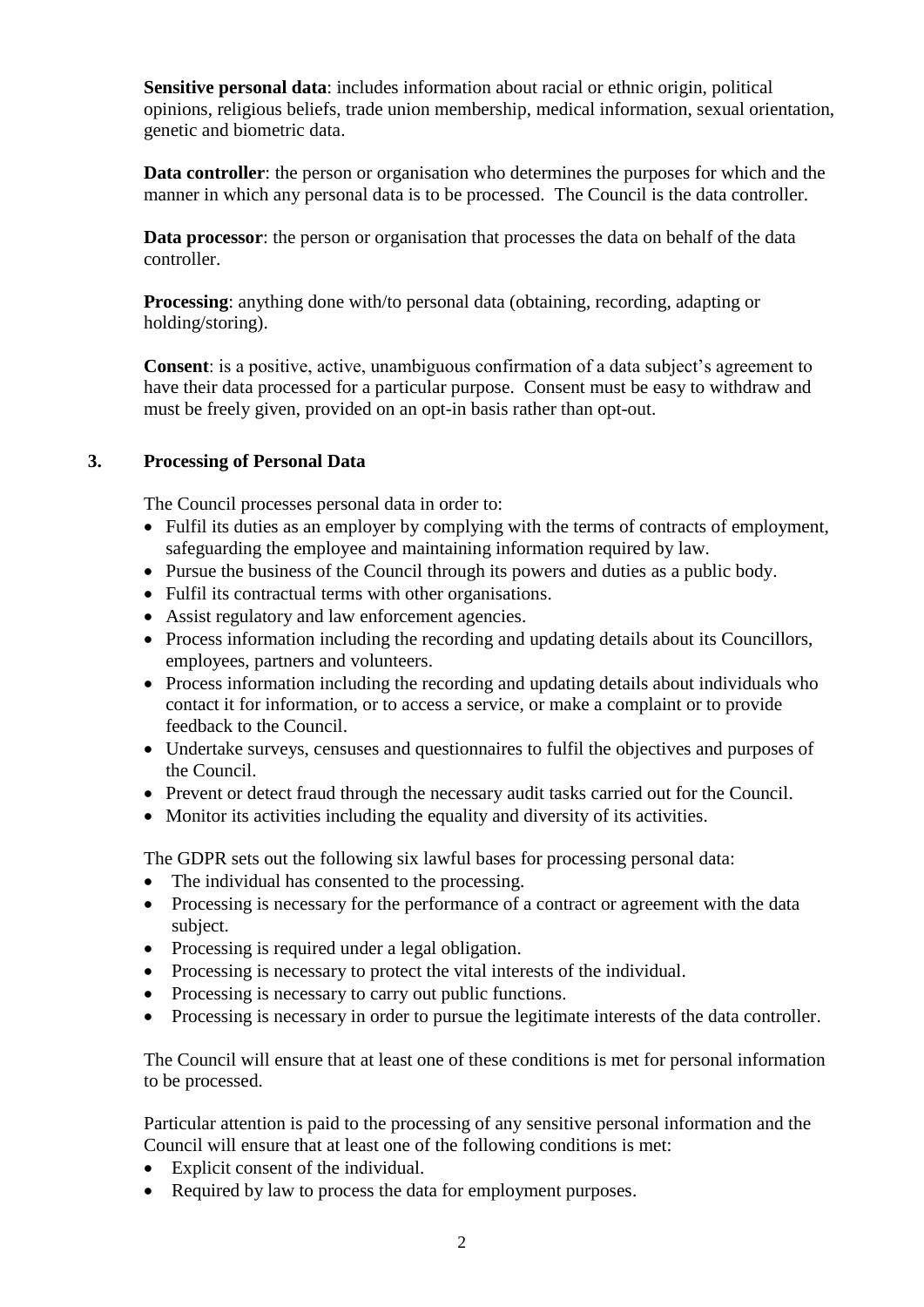**Sensitive personal data**: includes information about racial or ethnic origin, political opinions, religious beliefs, trade union membership, medical information, sexual orientation, genetic and biometric data.

**Data controller**: the person or organisation who determines the purposes for which and the manner in which any personal data is to be processed. The Council is the data controller.

**Data processor**: the person or organisation that processes the data on behalf of the data controller.

**Processing**: anything done with/to personal data (obtaining, recording, adapting or holding/storing).

**Consent**: is a positive, active, unambiguous confirmation of a data subject's agreement to have their data processed for a particular purpose. Consent must be easy to withdraw and must be freely given, provided on an opt-in basis rather than opt-out.

## 3. Processing of Personal Data

The Council processes personal data in order to:

- Fulfil its duties as an employer by complying with the terms of contracts of employment, safeguarding the employee and maintaining information required by law.
- Pursue the business of the Council through its powers and duties as a public body.
- Fulfil its contractual terms with other organisations.
- Assist regulatory and law enforcement agencies.
- Process information including the recording and updating details about its Councillors, employees, partners and volunteers.
- Process information including the recording and updating details about individuals who contact it for information, or to access a service, or make a complaint or to provide feedback to the Council.
- Undertake surveys, censuses and questionnaires to fulfil the objectives and purposes of the Council.
- Prevent or detect fraud through the necessary audit tasks carried out for the Council.
- Monitor its activities including the equality and diversity of its activities.

The GDPR sets out the following six lawful bases for processing personal data:

- The individual has consented to the processing.
- Processing is necessary for the performance of a contract or agreement with the data subject.
- Processing is required under a legal obligation.
- Processing is necessary to protect the vital interests of the individual.
- Processing is necessary to carry out public functions.
- Processing is necessary in order to pursue the legitimate interests of the data controller.

The Council will ensure that at least one of these conditions is met for personal information to be processed.

Particular attention is paid to the processing of any sensitive personal information and the Council will ensure that at least one of the following conditions is met:

- Explicit consent of the individual.
- Required by law to process the data for employment purposes.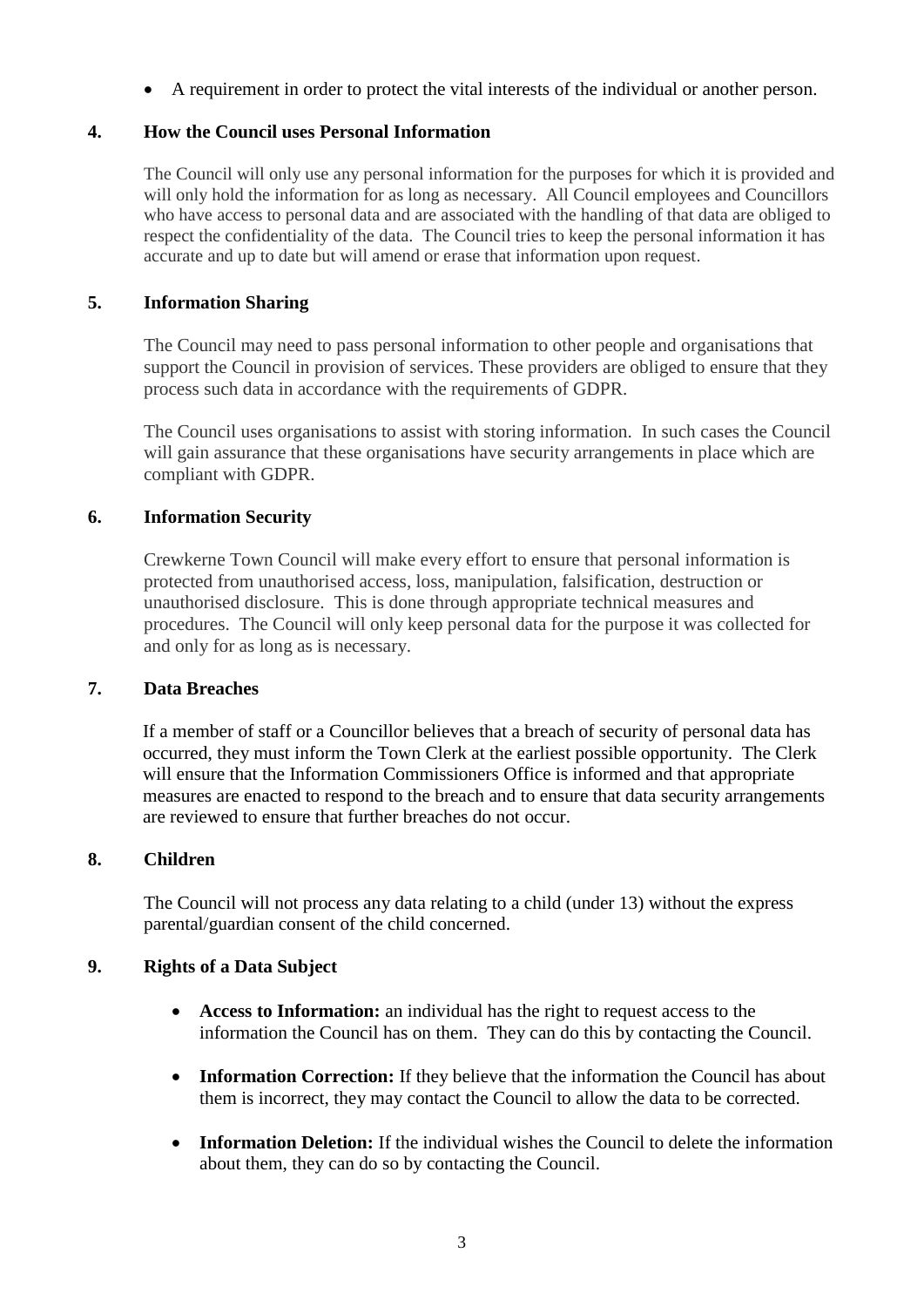- A requirement in order to protect the vital interests of the individual or another person.

## 4. How the Council uses Personal Information

The Council will only use any personal information for the purposes for which it is provided and will only hold the information for as long as necessary. All Council employees and Councillors who have access to personal data and are associated with the handling of that data are obliged to respect the confidentiality of the data. The Council tries to keep the personal information it has accurate and up to date but will amend or erase that information upon request.

## 5. Information Sharing

The Council may need to pass personal information to other people and organisations that support the Council in provision of services. These providers are obliged to ensure that they process such data in accordance with the requirements of GDPR.

The Council uses organisations to assist with storing information. In such cases the Council will gain assurance that these organisations have security arrangements in place which are compliant with GDPR.

## 6. Information Security

Crewkerne Town Council will make every effort to ensure that personal information is protected from unauthorised access, loss, manipulation, falsification, destruction or unauthorised disclosure. This is done through appropriate technical measures and procedures. The Council will only keep personal data for the purpose it was collected for and only for as long as is necessary.

## 7. Data Breaches

If a member of staff or a Councillor believes that a breach of security of personal data has occurred, they must inform the Town Clerk at the earliest possible opportunity. The Clerk will ensure that the Information Commissioners Office is informed and that appropriate measures are enacted to respond to the breach and to ensure that data security arrangements are reviewed to ensure that further breaches do not occur.

## 8. Children

The Council will not process any data relating to a child (under 13) without the express parental/guardian consent of the child concerned.

## 9. Rights of a Data Subject

- **Access to Information:** an individual has the right to request access to the information the Council has on them. They can do this by contacting the Council.
- **Information Correction:** If they believe that the information the Council has about them is incorrect, they may contact the Council to allow the data to be corrected.
- **Information Deletion:** If the individual wishes the Council to delete the information about them, they can do so by contacting the Council.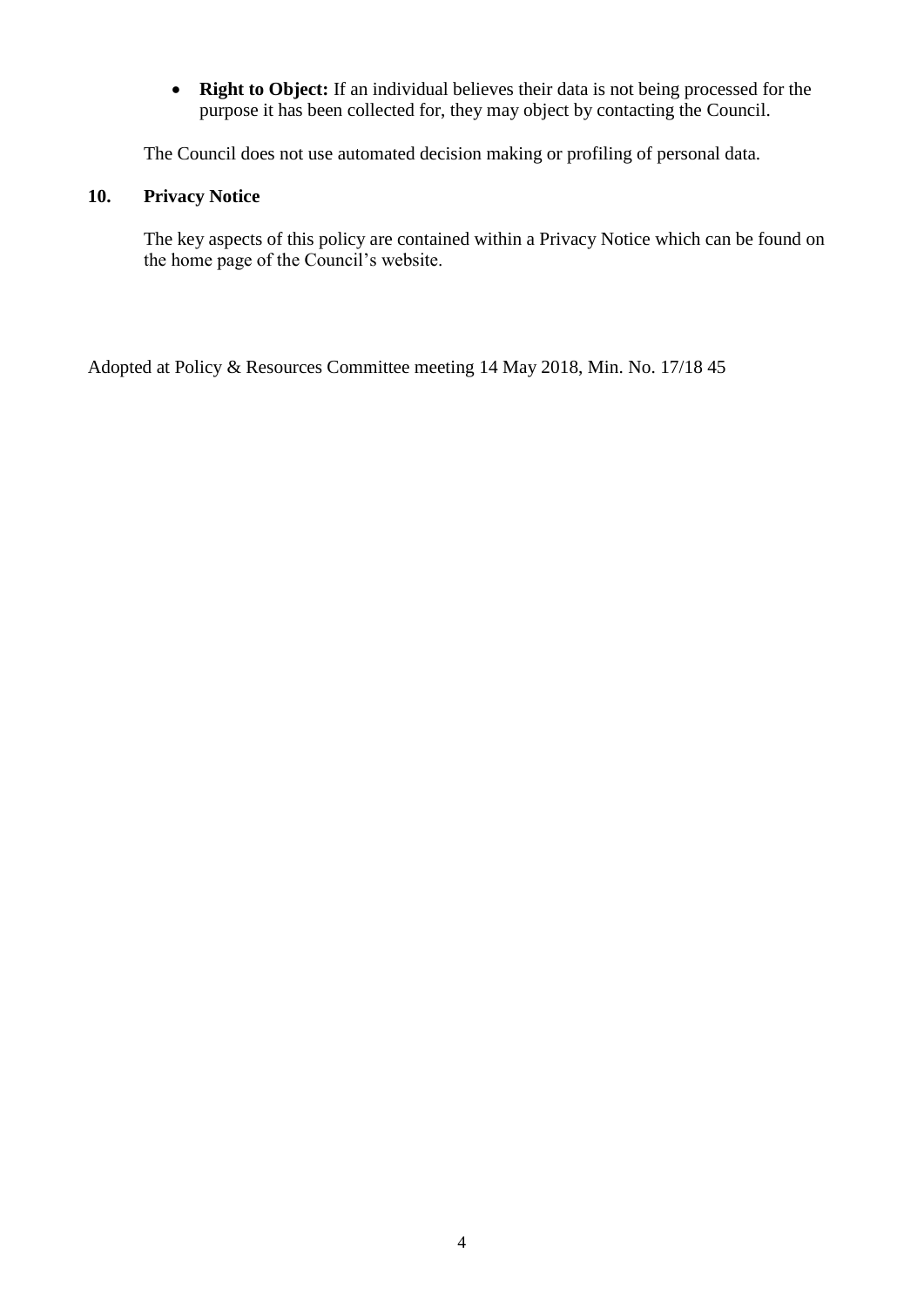- **Right to Object:** If an individual believes their data is not being processed for the purpose it has been collected for, they may object by contacting the Council.

The Council does not use automated decision making or profiling of personal data.

## 10. Privacy Notice

The key aspects of this policy are contained within a Privacy Notice which can be found on the home page of the Council's website.

Adopted at Policy & Resources Committee meeting 14 May 2018, Min. No. 17/18 45